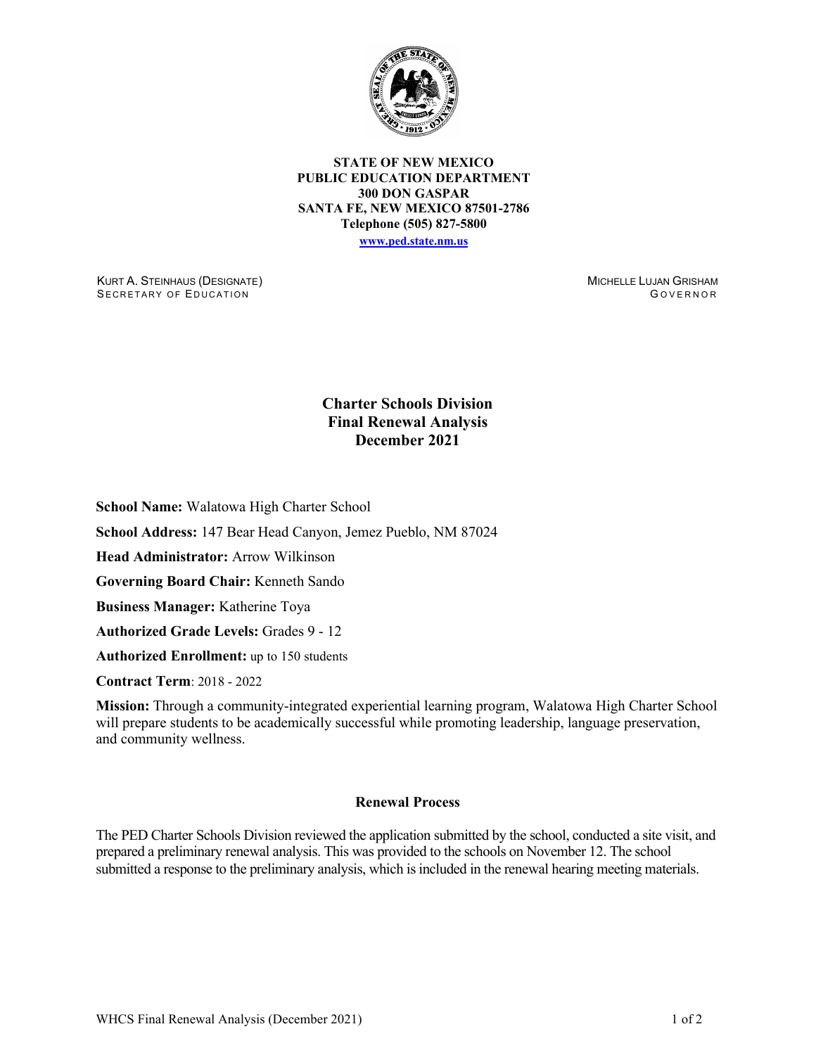**STATE OF NEW MEXICO**
**PUBLIC EDUCATION DEPARTMENT**
**300 DON GASPAR**
**SANTA FE, NEW MEXICO 87501-2786**
**Telephone (505) 827-5800**
**www.ped.state.nm.us**

KURT A. STEINHAUS (DESIGNATE)
SECRETARY OF EDUCATION

MICHELLE LUJAN GRISHAM
GOVERNOR

# Charter Schools Division
# Final Renewal Analysis
# December 2021

**School Name:** Walatowa High Charter School

**School Address:** 147 Bear Head Canyon, Jemez Pueblo, NM 87024

**Head Administrator:** Arrow Wilkinson

**Governing Board Chair:** Kenneth Sando

**Business Manager:** Katherine Toya

**Authorized Grade Levels:** Grades 9 - 12

**Authorized Enrollment:** up to 150 students

**Contract Term**: 2018 - 2022

**Mission:** Through a community-integrated experiential learning program, Walatowa High Charter School will prepare students to be academically successful while promoting leadership, language preservation, and community wellness.

## Renewal Process

The PED Charter Schools Division reviewed the application submitted by the school, conducted a site visit, and prepared a preliminary renewal analysis. This was provided to the schools on November 12. The school submitted a response to the preliminary analysis, which is included in the renewal hearing meeting materials.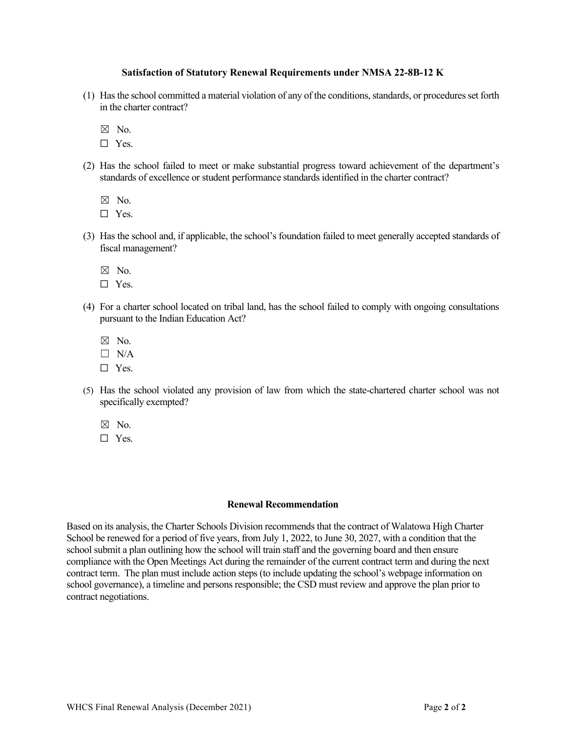### Satisfaction of Statutory Renewal Requirements under NMSA 22-8B-12 K

(1) Has the school committed a material violation of any of the conditions, standards, or procedures set forth in the charter contract?

☒ No.
☐ Yes.

(2) Has the school failed to meet or make substantial progress toward achievement of the department's standards of excellence or student performance standards identified in the charter contract?

☒ No.
☐ Yes.

(3) Has the school and, if applicable, the school's foundation failed to meet generally accepted standards of fiscal management?

☒ No.
☐ Yes.

(4) For a charter school located on tribal land, has the school failed to comply with ongoing consultations pursuant to the Indian Education Act?

☒ No.
☐ N/A
☐ Yes.

(5) Has the school violated any provision of law from which the state-chartered charter school was not specifically exempted?

☒ No.
☐ Yes.

### Renewal Recommendation

Based on its analysis, the Charter Schools Division recommends that the contract of Walatowa High Charter School be renewed for a period of five years, from July 1, 2022, to June 30, 2027, with a condition that the school submit a plan outlining how the school will train staff and the governing board and then ensure compliance with the Open Meetings Act during the remainder of the current contract term and during the next contract term. The plan must include action steps (to include updating the school's webpage information on school governance), a timeline and persons responsible; the CSD must review and approve the plan prior to contract negotiations.